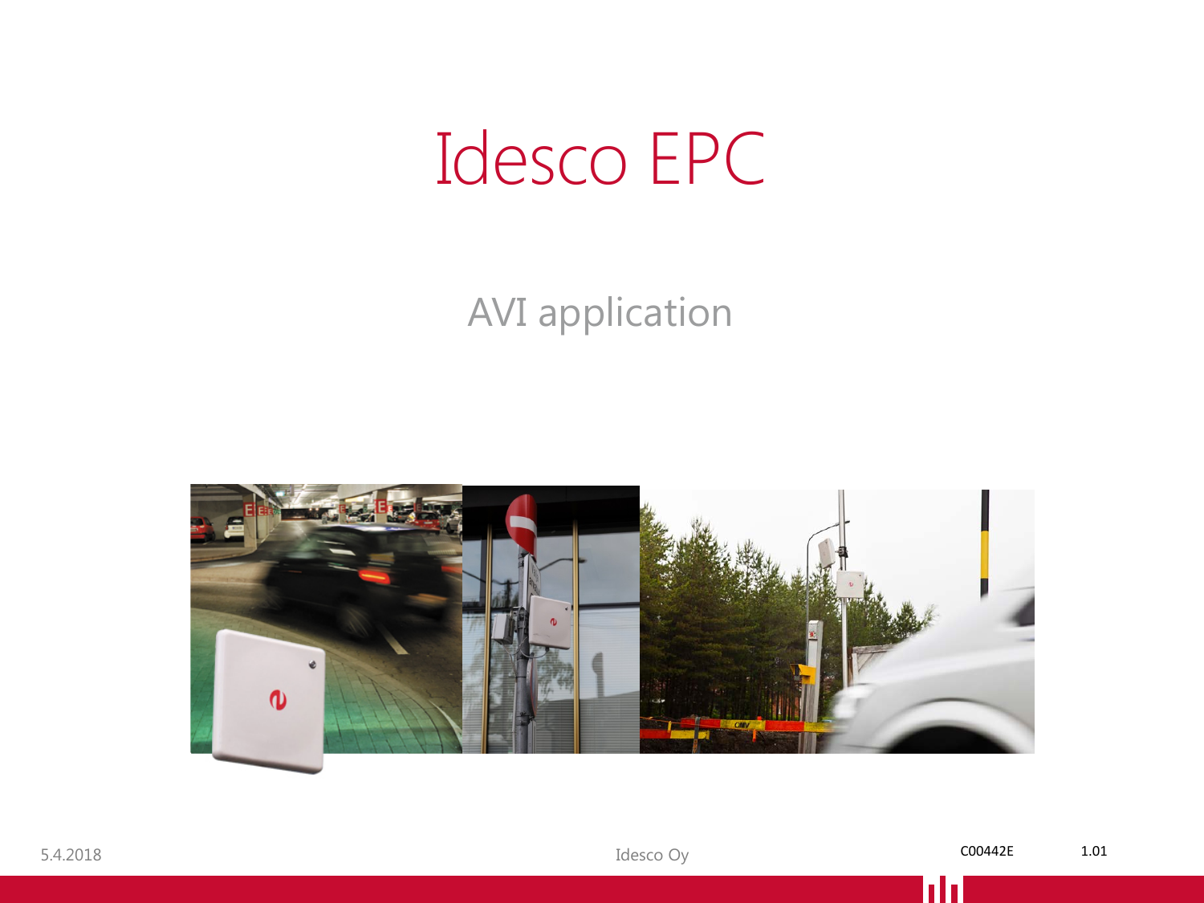# Idesco EPC

AVI application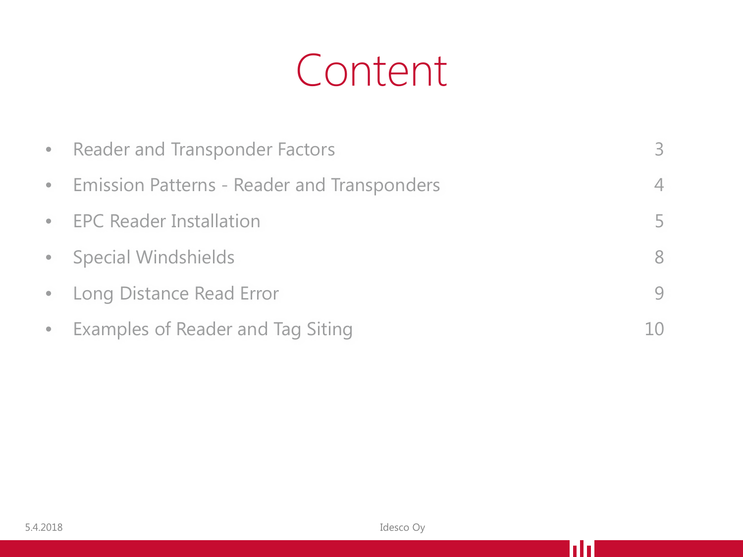# Content

- Reader and Transponder Factors 3
- Emission Patterns - Reader and Transponders 4
- EPC Reader Installation 5
- Special Windshields 8
- Long Distance Read Error 9
- Examples of Reader and Tag Siting 10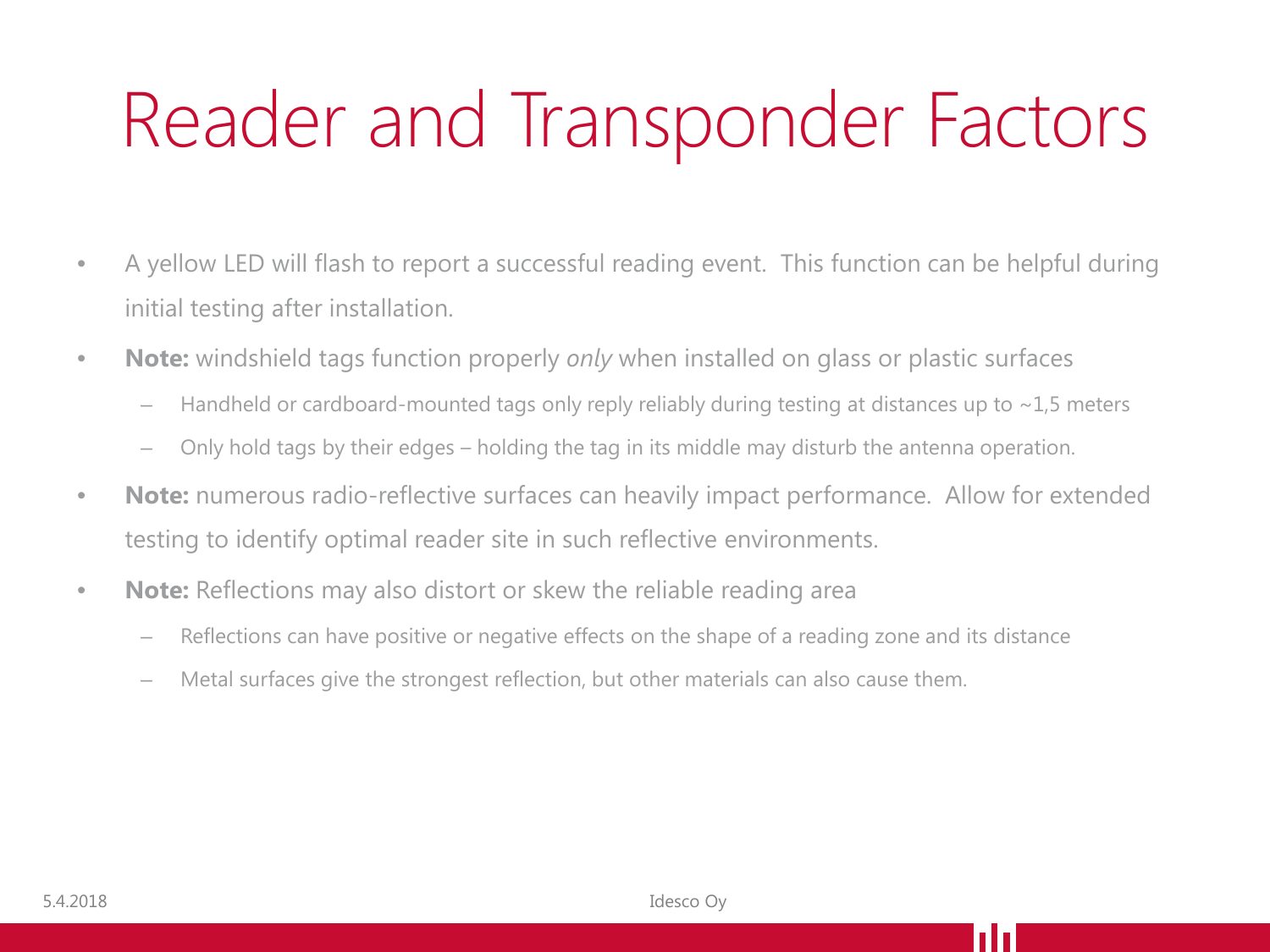# Reader and Transponder Factors

- A yellow LED will flash to report a successful reading event. This function can be helpful during initial testing after installation.
- **Note:** windshield tags function properly *only* when installed on glass or plastic surfaces
  - Handheld or cardboard-mounted tags only reply reliably during testing at distances up to ~1,5 meters
  - Only hold tags by their edges – holding the tag in its middle may disturb the antenna operation.
- **Note:** numerous radio-reflective surfaces can heavily impact performance. Allow for extended testing to identify optimal reader site in such reflective environments.
- **Note:** Reflections may also distort or skew the reliable reading area
  - Reflections can have positive or negative effects on the shape of a reading zone and its distance
  - Metal surfaces give the strongest reflection, but other materials can also cause them.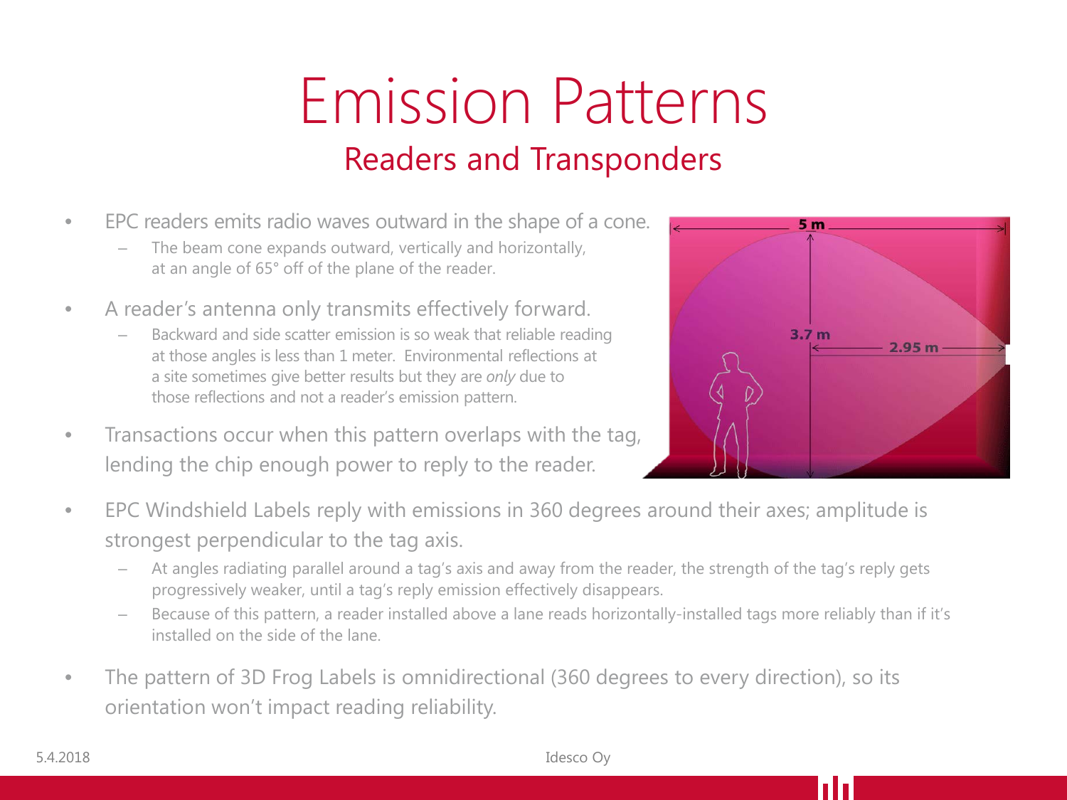# Emission Patterns

## Readers and Transponders

- EPC readers emits radio waves outward in the shape of a cone.
  - The beam cone expands outward, vertically and horizontally, at an angle of 65° off of the plane of the reader.
- A reader's antenna only transmits effectively forward.
  - Backward and side scatter emission is so weak that reliable reading at those angles is less than 1 meter. Environmental reflections at a site sometimes give better results but they are *only* due to those reflections and not a reader's emission pattern.
- Transactions occur when this pattern overlaps with the tag, lending the chip enough power to reply to the reader.
- EPC Windshield Labels reply with emissions in 360 degrees around their axes; amplitude is strongest perpendicular to the tag axis.
  - At angles radiating parallel around a tag's axis and away from the reader, the strength of the tag's reply gets progressively weaker, until a tag's reply emission effectively disappears.
  - Because of this pattern, a reader installed above a lane reads horizontally-installed tags more reliably than if it's installed on the side of the lane.
- The pattern of 3D Frog Labels is omnidirectional (360 degrees to every direction), so its orientation won't impact reading reliability.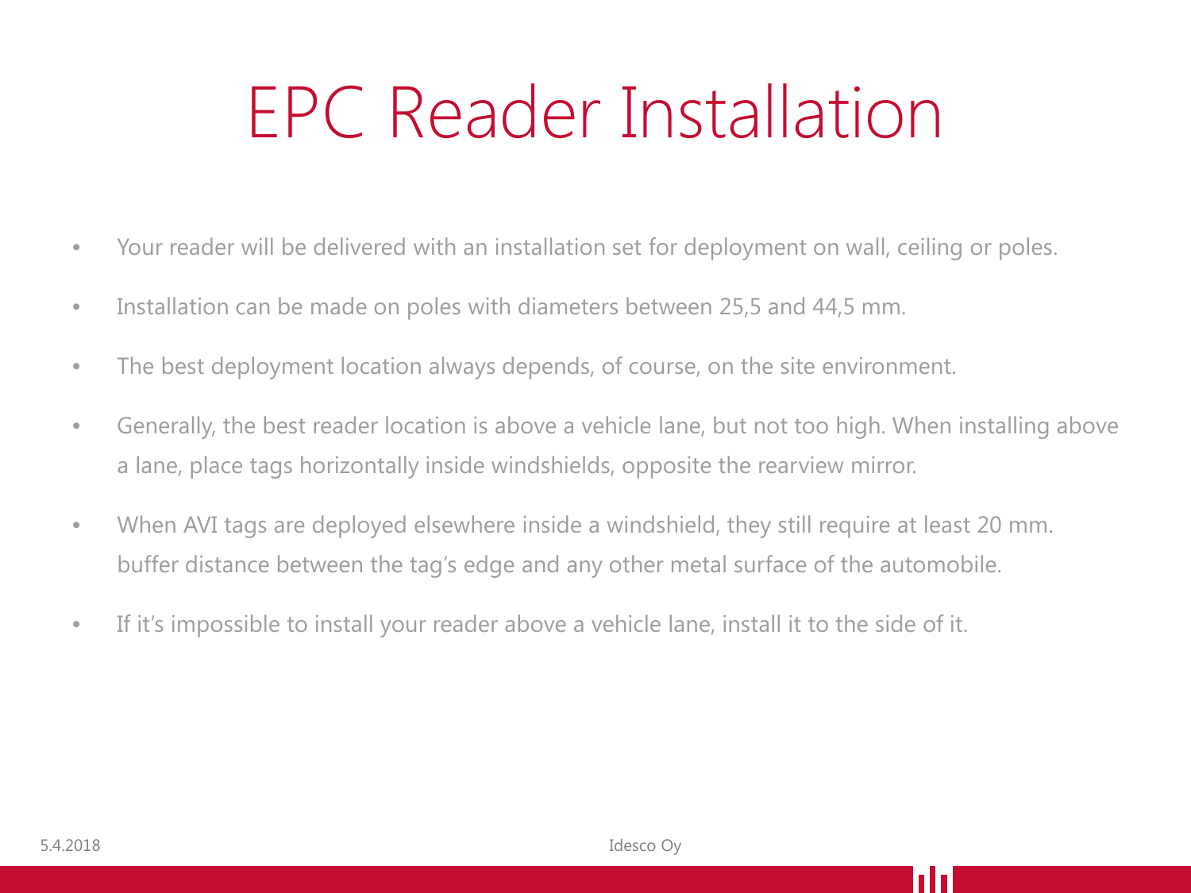# EPC Reader Installation

- Your reader will be delivered with an installation set for deployment on wall, ceiling or poles.
- Installation can be made on poles with diameters between 25,5 and 44,5 mm.
- The best deployment location always depends, of course, on the site environment.
- Generally, the best reader location is above a vehicle lane, but not too high. When installing above a lane, place tags horizontally inside windshields, opposite the rearview mirror.
- When AVI tags are deployed elsewhere inside a windshield, they still require at least 20 mm. buffer distance between the tag's edge and any other metal surface of the automobile.
- If it's impossible to install your reader above a vehicle lane, install it to the side of it.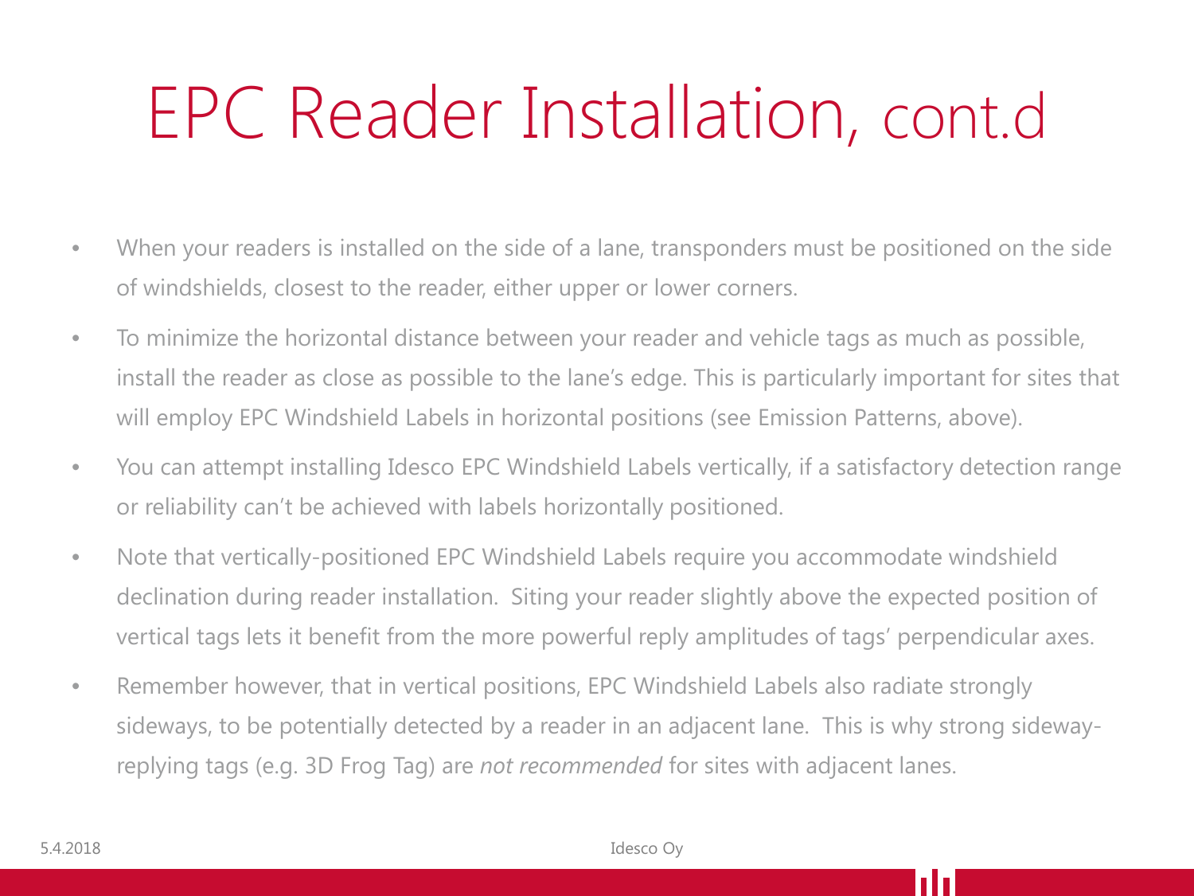# EPC Reader Installation, cont.d

- When your readers is installed on the side of a lane, transponders must be positioned on the side of windshields, closest to the reader, either upper or lower corners.
- To minimize the horizontal distance between your reader and vehicle tags as much as possible, install the reader as close as possible to the lane's edge. This is particularly important for sites that will employ EPC Windshield Labels in horizontal positions (see Emission Patterns, above).
- You can attempt installing Idesco EPC Windshield Labels vertically, if a satisfactory detection range or reliability can't be achieved with labels horizontally positioned.
- Note that vertically-positioned EPC Windshield Labels require you accommodate windshield declination during reader installation. Siting your reader slightly above the expected position of vertical tags lets it benefit from the more powerful reply amplitudes of tags' perpendicular axes.
- Remember however, that in vertical positions, EPC Windshield Labels also radiate strongly sideways, to be potentially detected by a reader in an adjacent lane. This is why strong sideway-replying tags (e.g. 3D Frog Tag) are *not recommended* for sites with adjacent lanes.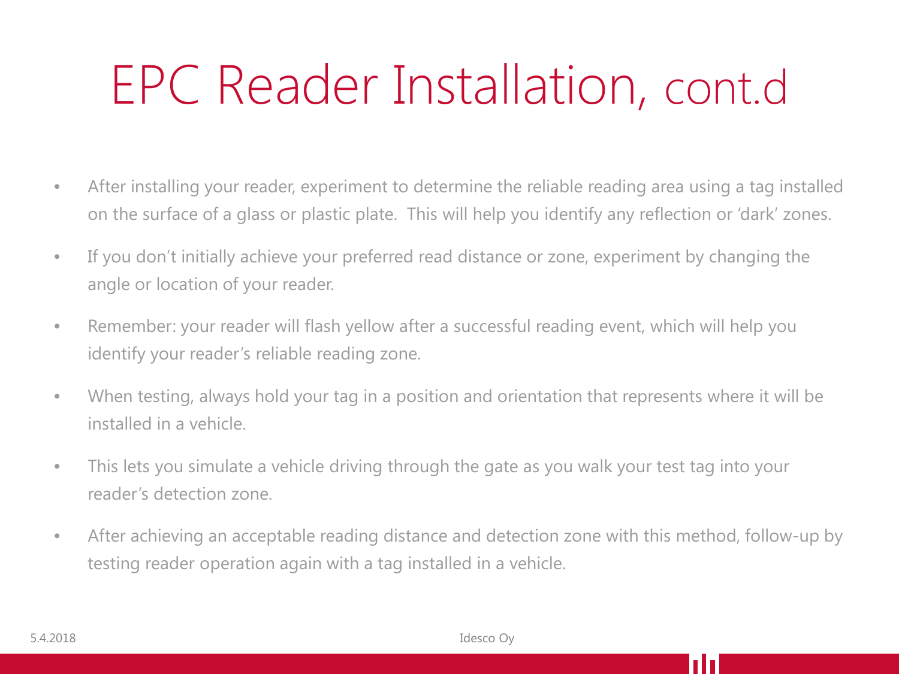# EPC Reader Installation, cont.d

- After installing your reader, experiment to determine the reliable reading area using a tag installed on the surface of a glass or plastic plate. This will help you identify any reflection or 'dark' zones.
- If you don't initially achieve your preferred read distance or zone, experiment by changing the angle or location of your reader.
- Remember: your reader will flash yellow after a successful reading event, which will help you identify your reader's reliable reading zone.
- When testing, always hold your tag in a position and orientation that represents where it will be installed in a vehicle.
- This lets you simulate a vehicle driving through the gate as you walk your test tag into your reader's detection zone.
- After achieving an acceptable reading distance and detection zone with this method, follow-up by testing reader operation again with a tag installed in a vehicle.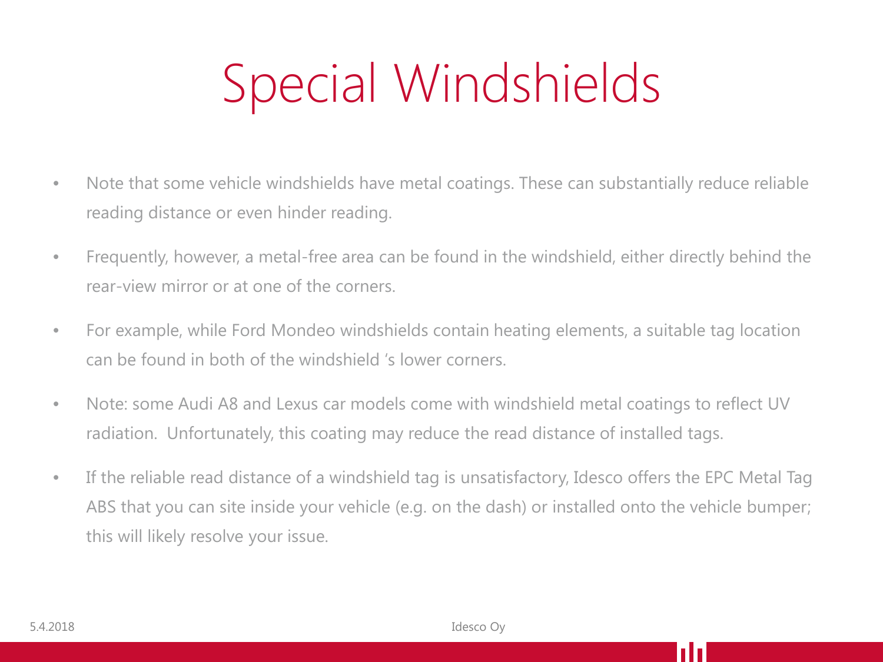# Special Windshields

- Note that some vehicle windshields have metal coatings. These can substantially reduce reliable reading distance or even hinder reading.
- Frequently, however, a metal-free area can be found in the windshield, either directly behind the rear-view mirror or at one of the corners.
- For example, while Ford Mondeo windshields contain heating elements, a suitable tag location can be found in both of the windshield 's lower corners.
- Note: some Audi A8 and Lexus car models come with windshield metal coatings to reflect UV radiation. Unfortunately, this coating may reduce the read distance of installed tags.
- If the reliable read distance of a windshield tag is unsatisfactory, Idesco offers the EPC Metal Tag ABS that you can site inside your vehicle (e.g. on the dash) or installed onto the vehicle bumper; this will likely resolve your issue.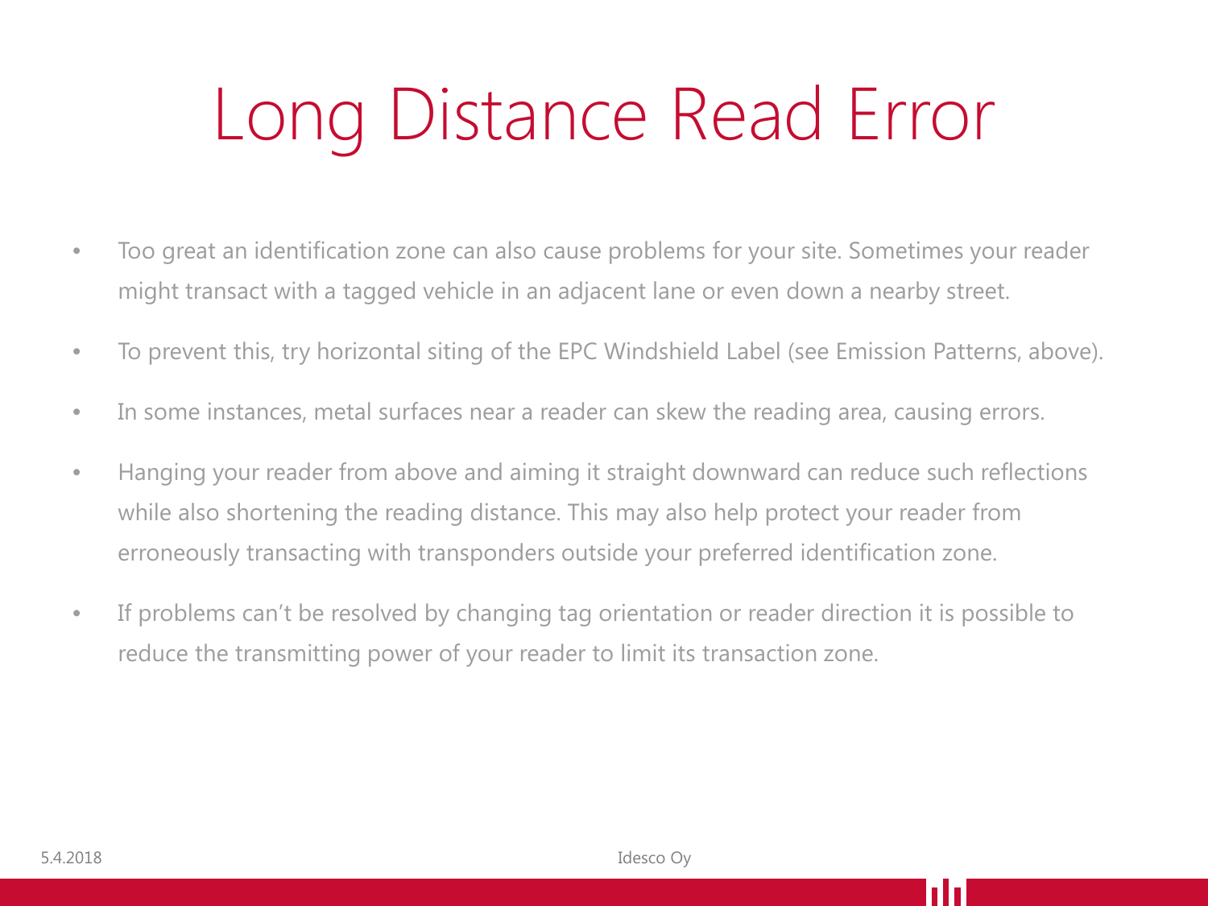# Long Distance Read Error

- Too great an identification zone can also cause problems for your site. Sometimes your reader might transact with a tagged vehicle in an adjacent lane or even down a nearby street.
- To prevent this, try horizontal siting of the EPC Windshield Label (see Emission Patterns, above).
- In some instances, metal surfaces near a reader can skew the reading area, causing errors.
- Hanging your reader from above and aiming it straight downward can reduce such reflections while also shortening the reading distance. This may also help protect your reader from erroneously transacting with transponders outside your preferred identification zone.
- If problems can't be resolved by changing tag orientation or reader direction it is possible to reduce the transmitting power of your reader to limit its transaction zone.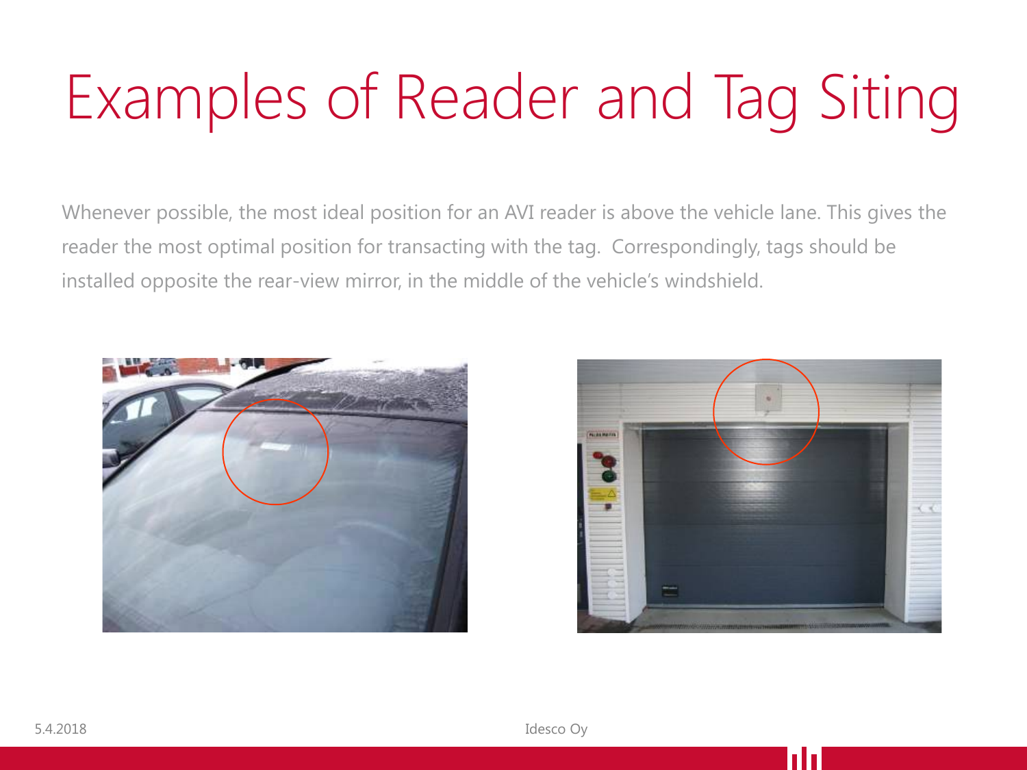# Examples of Reader and Tag Siting

Whenever possible, the most ideal position for an AVI reader is above the vehicle lane. This gives the reader the most optimal position for transacting with the tag. Correspondingly, tags should be installed opposite the rear-view mirror, in the middle of the vehicle's windshield.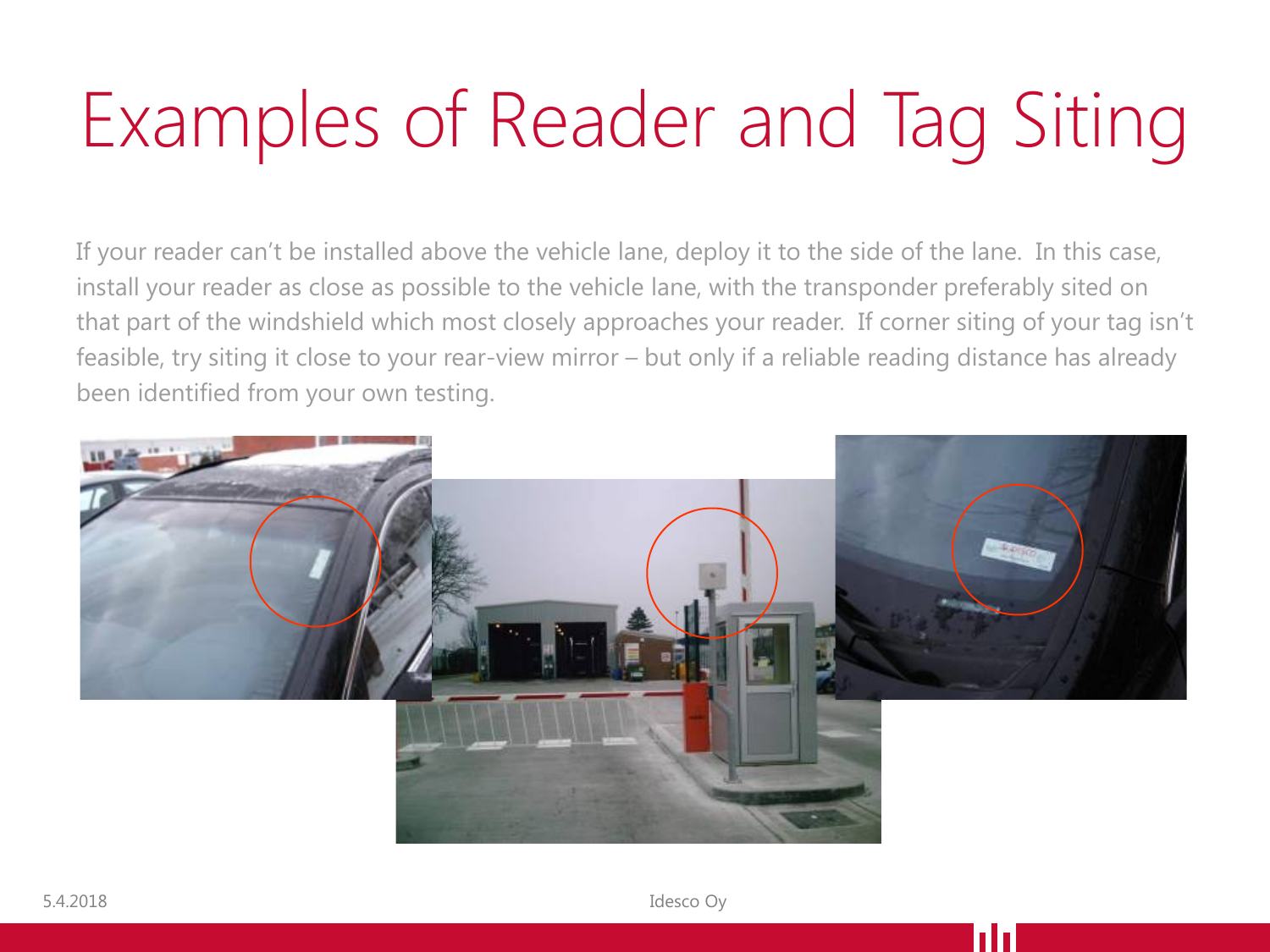# Examples of Reader and Tag Siting

If your reader can't be installed above the vehicle lane, deploy it to the side of the lane. In this case, install your reader as close as possible to the vehicle lane, with the transponder preferably sited on that part of the windshield which most closely approaches your reader. If corner siting of your tag isn't feasible, try siting it close to your rear-view mirror – but only if a reliable reading distance has already been identified from your own testing.